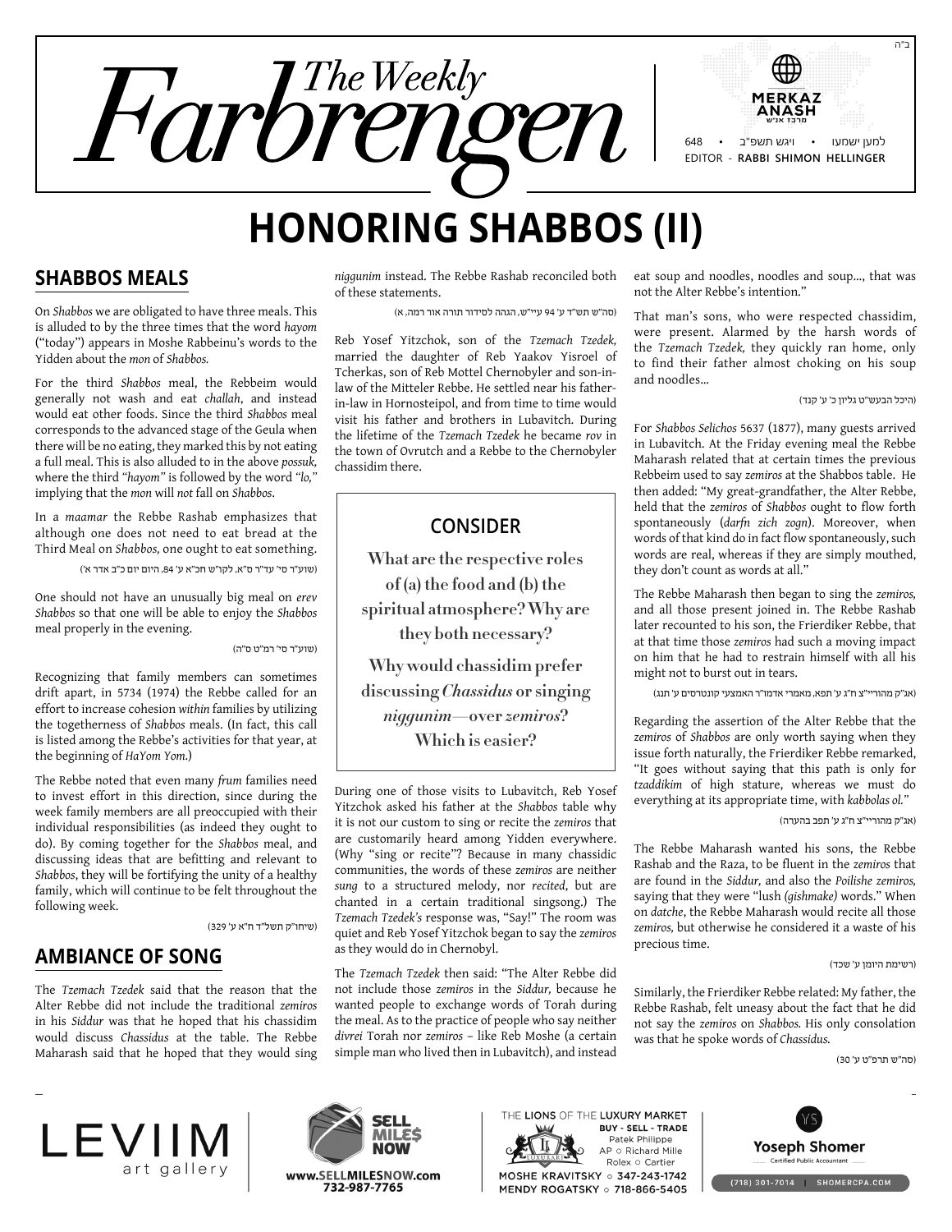# The Weekly Farbrengen

ב"ה

MERKAZ ANASH
מרכז אנ"ש

648 • ויגש תשפ"ב • למען ישמעו

EDITOR - RABBI SHIMON HELLINGER

# HONORING SHABBOS (II)

## SHABBOS MEALS

On *Shabbos* we are obligated to have three meals. This is alluded to by the three times that the word *hayom* ("today") appears in Moshe Rabbeinu's words to the Yidden about the *mon* of *Shabbos*.

For the third *Shabbos* meal, the Rebbeim would generally not wash and eat *challah*, and instead would eat other foods. Since the third *Shabbos* meal corresponds to the advanced stage of the Geula when there will be no eating, they marked this by not eating a full meal. This is also alluded to in the above *possuk*, where the third *"hayom"* is followed by the word *"lo,"* implying that the *mon* will *not* fall on *Shabbos*.

In a *maamar* the Rebbe Rashab emphasizes that although one does not need to eat bread at the Third Meal on *Shabbos*, one ought to eat something.

(שוע"ר סי' עד"ר ס"א, לקו"ש חכ"א ע' 84, היום יום כ"ב אדר א')

One should not have an unusually big meal on *erev Shabbos* so that one will be able to enjoy the *Shabbos* meal properly in the evening.

(שוע"ר סי' רמ"ט ס"ה)

Recognizing that family members can sometimes drift apart, in 5734 (1974) the Rebbe called for an effort to increase cohesion *within* families by utilizing the togetherness of *Shabbos* meals. (In fact, this call is listed among the Rebbe's activities for that year, at the beginning of *HaYom Yom*.)

The Rebbe noted that even many *frum* families need to invest effort in this direction, since during the week family members are all preoccupied with their individual responsibilities (as indeed they ought to do). By coming together for the *Shabbos* meal, and discussing ideas that are befitting and relevant to *Shabbos*, they will be fortifying the unity of a healthy family, which will continue to be felt throughout the following week.

(שיחו"ק תשל"ד ח"א ע' 329)

## AMBIANCE OF SONG

The *Tzemach Tzedek* said that the reason that the Alter Rebbe did not include the traditional *zemiros* in his *Siddur* was that he hoped that his chassidim would discuss *Chassidus* at the table. The Rebbe Maharash said that he hoped that they would sing *niggunim* instead. The Rebbe Rashab reconciled both of these statements.

(סה"ש תש"ד ע' 94 עיי"ש, הגהה לסידור תורה אור רמה, א)

Reb Yosef Yitzchok, son of the *Tzemach Tzedek*, married the daughter of Reb Yaakov Yisroel of Tcherkas, son of Reb Mottel Chernobyler and son-in-law of the Mitteler Rebbe. He settled near his father-in-law in Hornosteipol, and from time to time would visit his father and brothers in Lubavitch. During the lifetime of the *Tzemach Tzedek* he became *rov* in the town of Ovrutch and a Rebbe to the Chernobyler chassidim there.

> **CONSIDER**
>
> **What are the respective roles of (a) the food and (b) the spiritual atmosphere? Why are they both necessary?**
>
> **Why would chassidim prefer discussing *Chassidus* or singing *niggunim*—over *zemiros*? Which is easier?**

During one of those visits to Lubavitch, Reb Yosef Yitzchok asked his father at the *Shabbos* table why it is not our custom to sing or recite the *zemiros* that are customarily heard among Yidden everywhere. (Why "sing or recite"? Because in many chassidic communities, the words of these *zemiros* are neither *sung* to a structured melody, nor *recited*, but are chanted in a certain traditional singsong.) The *Tzemach Tzedek's* response was, "Say!" The room was quiet and Reb Yosef Yitzchok began to say the *zemiros* as they would do in Chernobyl.

The *Tzemach Tzedek* then said: "The Alter Rebbe did not include those *zemiros* in the *Siddur*, because he wanted people to exchange words of Torah during the meal. As to the practice of people who say neither *divrei* Torah nor *zemiros* – like Reb Moshe (a certain simple man who lived then in Lubavitch), and instead eat soup and noodles, noodles and soup..., that was not the Alter Rebbe's intention."

That man's sons, who were respected chassidim, were present. Alarmed by the harsh words of the *Tzemach Tzedek*, they quickly ran home, only to find their father almost choking on his soup and noodles...

(היכל הבעש"ט גליון כ' ע' קנד)

For *Shabbos Selichos* 5637 (1877), many guests arrived in Lubavitch. At the Friday evening meal the Rebbe Maharash related that at certain times the previous Rebbeim used to say *zemiros* at the Shabbos table. He then added: "My great-grandfather, the Alter Rebbe, held that the *zemiros* of *Shabbos* ought to flow forth spontaneously (*darfn zich zogn*). Moreover, when words of that kind do in fact flow spontaneously, such words are real, whereas if they are simply mouthed, they don't count as words at all."

The Rebbe Maharash then began to sing the *zemiros*, and all those present joined in. The Rebbe Rashab later recounted to his son, the Frierdiker Rebbe, that at that time those *zemiros* had such a moving impact on him that he had to restrain himself with all his might not to burst out in tears.

(אג"ק מהוריי"צ ח"ג ע' תפא, מאמרי אדמו"ר האמצעי קונטרסים ע' תנג)

Regarding the assertion of the Alter Rebbe that the *zemiros* of *Shabbos* are only worth saying when they issue forth naturally, the Frierdiker Rebbe remarked, "It goes without saying that this path is only for *tzaddikim* of high stature, whereas we must do everything at its appropriate time, with *kabbolas ol*."

(אג"ק מהוריי"צ ח"ג ע' תפב בהערה)

The Rebbe Maharash wanted his sons, the Rebbe Rashab and the Raza, to be fluent in the *zemiros* that are found in the *Siddur*, and also the *Poilishe zemiros*, saying that they were "lush (*gishmake*) words." When on *datche*, the Rebbe Maharash would recite all those *zemiros*, but otherwise he considered it a waste of his precious time.

(רשימת היומן ע' שכד)

Similarly, the Frierdiker Rebbe related: My father, the Rebbe Rashab, felt uneasy about the fact that he did not say the *zemiros* on *Shabbos*. His only consolation was that he spoke words of *Chassidus*.

(סה"ש תרפ"ט ע' 30)

LEVIIM art gallery

SELL MILES NOW — www.SELLMILESNOW.com 732-987-7765

THE LIONS OF THE LUXURY MARKET — BUY - SELL - TRADE — Patek Philippe, AP ○ Richard Mille, Rolex ○ Cartier — MOSHE KRAVITSKY ○ 347-243-1742 — MENDY ROGATSKY ○ 718-866-5405

Yoseph Shomer — Certified Public Accountant — (718) 301-7014 | SHOMERCPA.COM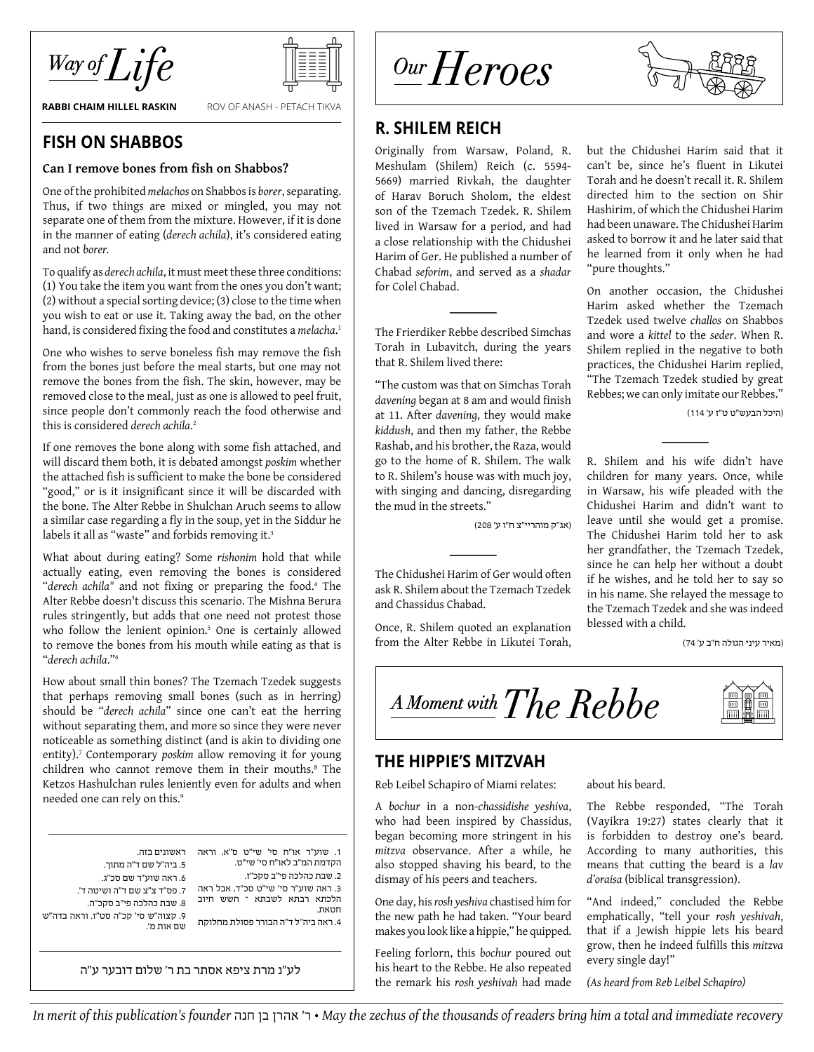# Way of Life

**RABBI CHAIM HILLEL RASKIN** ROV OF ANASH - PETACH TIKVA

## FISH ON SHABBOS

**Can I remove bones from fish on Shabbos?**

One of the prohibited *melachos* on Shabbos is *borer*, separating. Thus, if two things are mixed or mingled, you may not separate one of them from the mixture. However, if it is done in the manner of eating (*derech achila*), it's considered eating and not *borer*.

To qualify as *derech achila*, it must meet these three conditions: (1) You take the item you want from the ones you don't want; (2) without a special sorting device; (3) close to the time when you wish to eat or use it. Taking away the bad, on the other hand, is considered fixing the food and constitutes a *melacha*.[1]

One who wishes to serve boneless fish may remove the fish from the bones just before the meal starts, but one may not remove the bones from the fish. The skin, however, may be removed close to the meal, just as one is allowed to peel fruit, since people don't commonly reach the food otherwise and this is considered *derech achila*.[2]

If one removes the bone along with some fish attached, and will discard them both, it is debated amongst *poskim* whether the attached fish is sufficient to make the bone be considered "good," or is it insignificant since it will be discarded with the bone. The Alter Rebbe in Shulchan Aruch seems to allow a similar case regarding a fly in the soup, yet in the Siddur he labels it all as "waste" and forbids removing it.[3]

What about during eating? Some *rishonim* hold that while actually eating, even removing the bones is considered "*derech achila*" and not fixing or preparing the food.[4] The Alter Rebbe doesn't discuss this scenario. The Mishna Berura rules stringently, but adds that one need not protest those who follow the lenient opinion.[5] One is certainly allowed to remove the bones from his mouth while eating as that is "*derech achila*."[6]

How about small thin bones? The Tzemach Tzedek suggests that perhaps removing small bones (such as in herring) should be "*derech achila*" since one can't eat the herring without separating them, and more so since they were never noticeable as something distinct (and is akin to dividing one entity).[7] Contemporary *poskim* allow removing it for young children who cannot remove them in their mouths.[8] The Ketzos Hashulchan rules leniently even for adults and when needed one can rely on this.[9]

1. שוע"ר או"ח סי' שי"ט ס"א, וראה הקדמת המ"ב לאו"ח סי' שי"ט.
2. שבת כהלכה פי"ב סקכ"ז.
3. ראה שוע"ר סי' שי"ט סכ"ד, אבל ראה הלכתא רבתא לשבתא - חשש חיוב חטאת.
4. ראה ביה"ל ד"ה הבורר פסולת מחלוקת ראשונים בזה.
5. ביה"ל שם ד"ה מתוך.
6. ראה שוע"ר שם סכ"ג.
7. פס"ד צ"צ שם ד"ה ושיטה ד'.
8. שבת כהלכה פי"ב סקכ"ה.
9. קצוה"ש סי' קכ"ה סט"ז. וראה בדה"ש שם אות מ'.

לע"נ מרת ציפא אסתר בת ר' שלום דובער ע"ה

# Our Heroes

## R. SHILEM REICH

Originally from Warsaw, Poland, R. Meshulam (Shilem) Reich (c. 5594-5669) married Rivkah, the daughter of Harav Boruch Sholom, the eldest son of the Tzemach Tzedek. R. Shilem lived in Warsaw for a period, and had a close relationship with the Chidushei Harim of Ger. He published a number of Chabad *seforim*, and served as a *shadar* for Colel Chabad.

---

The Frierdiker Rebbe described Simchas Torah in Lubavitch, during the years that R. Shilem lived there:

"The custom was that on Simchas Torah *davening* began at 8 am and would finish at 11. After *davening*, they would make *kiddush*, and then my father, the Rebbe Rashab, and his brother, the Raza, would go to the home of R. Shilem. The walk to R. Shilem's house was with much joy, with singing and dancing, disregarding the mud in the streets."

(אג"ק מוהריי"צ ח"ו ע' 208)

---

The Chidushei Harim of Ger would often ask R. Shilem about the Tzemach Tzedek and Chassidus Chabad.

Once, R. Shilem quoted an explanation from the Alter Rebbe in Likutei Torah, but the Chidushei Harim said that it can't be, since he's fluent in Likutei Torah and he doesn't recall it. R. Shilem directed him to the section on Shir Hashirim, of which the Chidushei Harim had been unaware. The Chidushei Harim asked to borrow it and he later said that he learned from it only when he had "pure thoughts."

On another occasion, the Chidushei Harim asked whether the Tzemach Tzedek used twelve *challos* on Shabbos and wore a *kittel* to the *seder*. When R. Shilem replied in the negative to both practices, the Chidushei Harim replied, "The Tzemach Tzedek studied by great Rebbes; we can only imitate our Rebbes."

(היכל הבעש"ט ט"ז ע' 114)

---

R. Shilem and his wife didn't have children for many years. Once, while in Warsaw, his wife pleaded with the Chidushei Harim and didn't want to leave until she would get a promise. The Chidushei Harim told her to ask her grandfather, the Tzemach Tzedek, since he can help her without a doubt if he wishes, and he told her to say so in his name. She relayed the message to the Tzemach Tzedek and she was indeed blessed with a child.

(מאיר עיני הגולה ח"ב ע' 74)

# A Moment with The Rebbe

## THE HIPPIE'S MITZVAH

Reb Leibel Schapiro of Miami relates:

A *bochur* in a non-*chassidishe yeshiva*, who had been inspired by Chassidus, began becoming more stringent in his *mitzva* observance. After a while, he also stopped shaving his beard, to the dismay of his peers and teachers.

One day, his *rosh yeshiva* chastised him for the new path he had taken. "Your beard makes you look like a hippie," he quipped.

Feeling forlorn, this *bochur* poured out his heart to the Rebbe. He also repeated the remark his *rosh yeshivah* had made about his beard.

The Rebbe responded, "The Torah (Vayikra 19:27) states clearly that it is forbidden to destroy one's beard. According to many authorities, this means that cutting the beard is a *lav d'oraisa* (biblical transgression).

"And indeed," concluded the Rebbe emphatically, "tell your *rosh yeshivah*, that if a Jewish hippie lets his beard grow, then he indeed fulfills this *mitzva* every single day!"

*(As heard from Reb Leibel Schapiro)*

*In merit of this publication's founder* ר' אהרן בן חנה • *May the zechus of the thousands of readers bring him a total and immediate recovery*